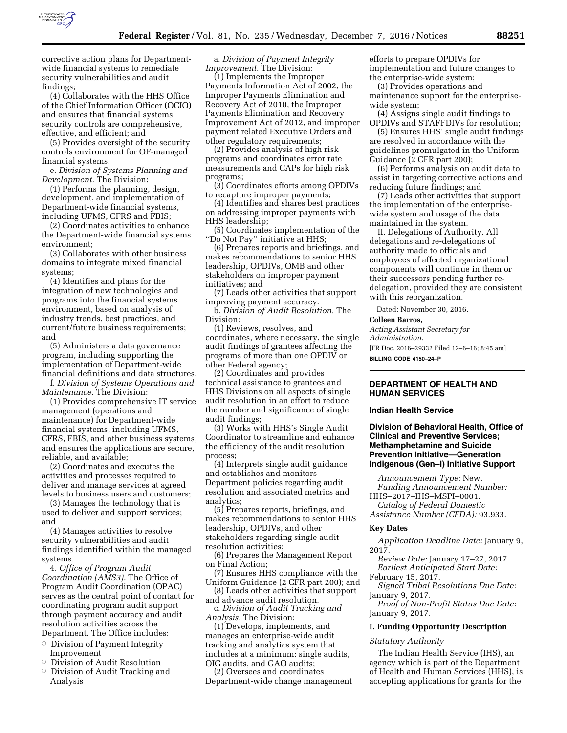corrective action plans for Department-wide financial systems to remediate security vulnerabilities and audit findings;

(4) Collaborates with the HHS Office of the Chief Information Officer (OCIO) and ensures that financial systems security controls are comprehensive, effective, and efficient; and

(5) Provides oversight of the security controls environment for OF-managed financial systems.

e. *Division of Systems Planning and Development.* The Division:

(1) Performs the planning, design, development, and implementation of Department-wide financial systems, including UFMS, CFRS and FBIS;

(2) Coordinates activities to enhance the Department-wide financial systems environment;

(3) Collaborates with other business domains to integrate mixed financial systems;

(4) Identifies and plans for the integration of new technologies and programs into the financial systems environment, based on analysis of industry trends, best practices, and current/future business requirements; and

(5) Administers a data governance program, including supporting the implementation of Department-wide financial definitions and data structures.

f. *Division of Systems Operations and Maintenance.* The Division:

(1) Provides comprehensive IT service management (operations and maintenance) for Department-wide financial systems, including UFMS, CFRS, FBIS, and other business systems, and ensures the applications are secure, reliable, and available;

(2) Coordinates and executes the activities and processes required to deliver and manage services at agreed levels to business users and customers;

(3) Manages the technology that is used to deliver and support services; and

(4) Manages activities to resolve security vulnerabilities and audit findings identified within the managed systems.

4. *Office of Program Audit Coordination (AMS3).* The Office of Program Audit Coordination (OPAC) serves as the central point of contact for coordinating program audit support through payment accuracy and audit resolution activities across the Department. The Office includes:

- Division of Payment Integrity Improvement
- Division of Audit Resolution
- Division of Audit Tracking and Analysis

a. *Division of Payment Integrity Improvement.* The Division:

(1) Implements the Improper Payments Information Act of 2002, the Improper Payments Elimination and Recovery Act of 2010, the Improper Payments Elimination and Recovery Improvement Act of 2012, and improper payment related Executive Orders and other regulatory requirements;

(2) Provides analysis of high risk programs and coordinates error rate measurements and CAPs for high risk programs;

(3) Coordinates efforts among OPDIVs to recapture improper payments;

(4) Identifies and shares best practices on addressing improper payments with HHS leadership;

(5) Coordinates implementation of the ''Do Not Pay'' initiative at HHS;

(6) Prepares reports and briefings, and makes recommendations to senior HHS leadership, OPDIVs, OMB and other stakeholders on improper payment initiatives; and

(7) Leads other activities that support improving payment accuracy.

b. *Division of Audit Resolution.* The Division:

(1) Reviews, resolves, and coordinates, where necessary, the single audit findings of grantees affecting the programs of more than one OPDIV or other Federal agency;

(2) Coordinates and provides technical assistance to grantees and HHS Divisions on all aspects of single audit resolution in an effort to reduce the number and significance of single audit findings;

(3) Works with HHS's Single Audit Coordinator to streamline and enhance the efficiency of the audit resolution process;

(4) Interprets single audit guidance and establishes and monitors Department policies regarding audit resolution and associated metrics and analytics;

(5) Prepares reports, briefings, and makes recommendations to senior HHS leadership, OPDIVs, and other stakeholders regarding single audit resolution activities;

(6) Prepares the Management Report on Final Action;

(7) Ensures HHS compliance with the Uniform Guidance (2 CFR part 200); and

(8) Leads other activities that support and advance audit resolution.

c. *Division of Audit Tracking and Analysis.* The Division:

(1) Develops, implements, and manages an enterprise-wide audit tracking and analytics system that includes at a minimum: single audits, OIG audits, and GAO audits;

(2) Oversees and coordinates Department-wide change management efforts to prepare OPDIVs for implementation and future changes to the enterprise-wide system;

(3) Provides operations and maintenance support for the enterprise-wide system;

(4) Assigns single audit findings to OPDIVs and STAFFDIVs for resolution;

(5) Ensures HHS' single audit findings are resolved in accordance with the guidelines promulgated in the Uniform Guidance (2 CFR part 200);

(6) Performs analysis on audit data to assist in targeting corrective actions and reducing future findings; and

(7) Leads other activities that support the implementation of the enterprise-wide system and usage of the data maintained in the system.

II. Delegations of Authority. All delegations and re-delegations of authority made to officials and employees of affected organizational components will continue in them or their successors pending further re-delegation, provided they are consistent with this reorganization.

Dated: November 30, 2016.

**Colleen Barros,**

*Acting Assistant Secretary for Administration.*

[FR Doc. 2016–29332 Filed 12–6–16; 8:45 am]

**BILLING CODE 4150–24–P**

---

## DEPARTMENT OF HEALTH AND HUMAN SERVICES

### Indian Health Service

### Division of Behavioral Health, Office of Clinical and Preventive Services; Methamphetamine and Suicide Prevention Initiative—Generation Indigenous (Gen–I) Initiative Support

*Announcement Type:* New.

*Funding Announcement Number:* HHS–2017–IHS–MSPI–0001.

*Catalog of Federal Domestic Assistance Number (CFDA):* 93.933.

#### Key Dates

*Application Deadline Date:* January 9, 2017.

*Review Date:* January 17–27, 2017.

*Earliest Anticipated Start Date:* February 15, 2017.

*Signed Tribal Resolutions Due Date:* January 9, 2017.

*Proof of Non-Profit Status Due Date:* January 9, 2017.

#### I. Funding Opportunity Description

*Statutory Authority*

The Indian Health Service (IHS), an agency which is part of the Department of Health and Human Services (HHS), is accepting applications for grants for the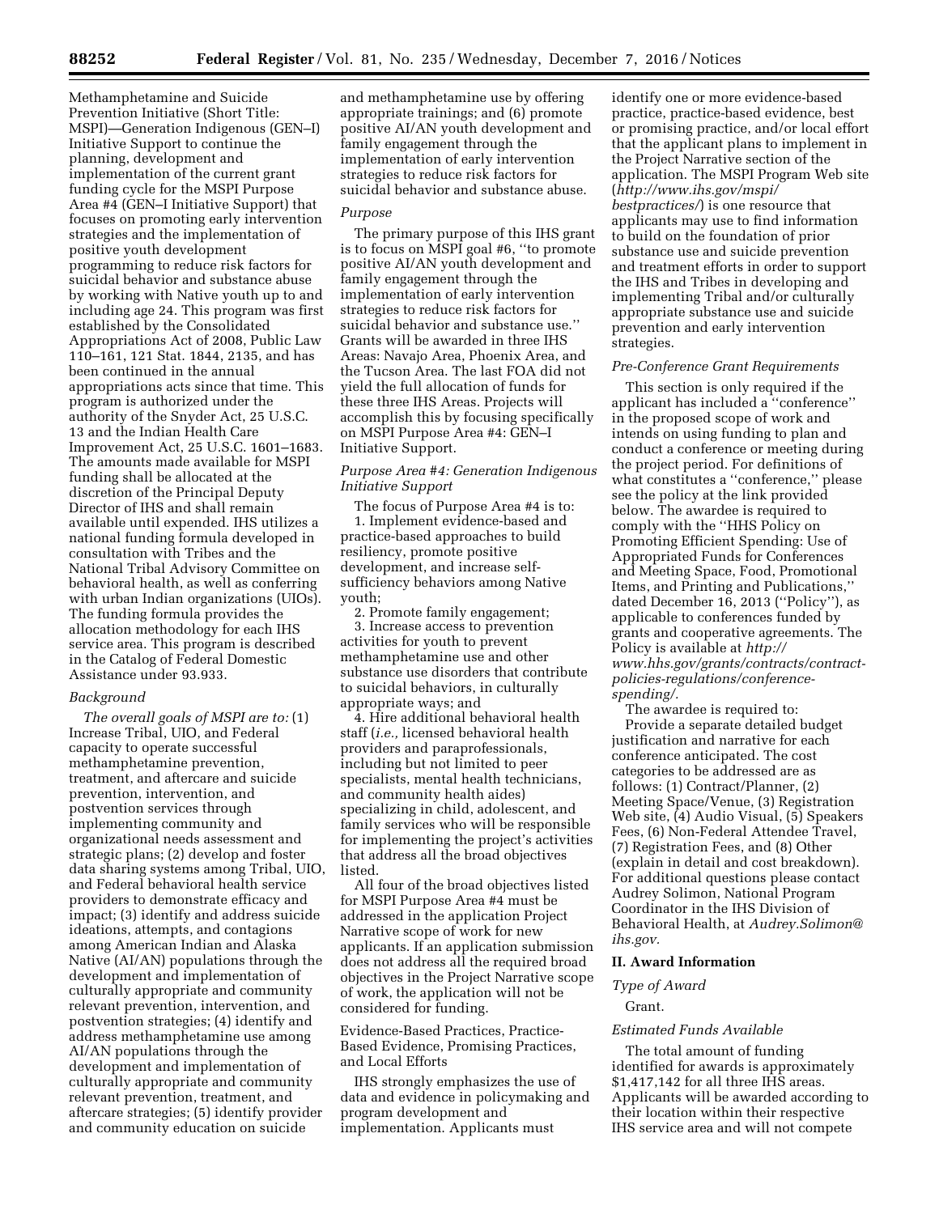Methamphetamine and Suicide Prevention Initiative (Short Title: MSPI)—Generation Indigenous (GEN–I) Initiative Support to continue the planning, development and implementation of the current grant funding cycle for the MSPI Purpose Area #4 (GEN–I Initiative Support) that focuses on promoting early intervention strategies and the implementation of positive youth development programming to reduce risk factors for suicidal behavior and substance abuse by working with Native youth up to and including age 24. This program was first established by the Consolidated Appropriations Act of 2008, Public Law 110–161, 121 Stat. 1844, 2135, and has been continued in the annual appropriations acts since that time. This program is authorized under the authority of the Snyder Act, 25 U.S.C. 13 and the Indian Health Care Improvement Act, 25 U.S.C. 1601–1683. The amounts made available for MSPI funding shall be allocated at the discretion of the Principal Deputy Director of IHS and shall remain available until expended. IHS utilizes a national funding formula developed in consultation with Tribes and the National Tribal Advisory Committee on behavioral health, as well as conferring with urban Indian organizations (UIOs). The funding formula provides the allocation methodology for each IHS service area. This program is described in the Catalog of Federal Domestic Assistance under 93.933.

*Background*

*The overall goals of MSPI are to:* (1) Increase Tribal, UIO, and Federal capacity to operate successful methamphetamine prevention, treatment, and aftercare and suicide prevention, intervention, and postvention services through implementing community and organizational needs assessment and strategic plans; (2) develop and foster data sharing systems among Tribal, UIO, and Federal behavioral health service providers to demonstrate efficacy and impact; (3) identify and address suicide ideations, attempts, and contagions among American Indian and Alaska Native (AI/AN) populations through the development and implementation of culturally appropriate and community relevant prevention, intervention, and postvention strategies; (4) identify and address methamphetamine use among AI/AN populations through the development and implementation of culturally appropriate and community relevant prevention, treatment, and aftercare strategies; (5) identify provider and community education on suicide and methamphetamine use by offering appropriate trainings; and (6) promote positive AI/AN youth development and family engagement through the implementation of early intervention strategies to reduce risk factors for suicidal behavior and substance abuse.

*Purpose*

The primary purpose of this IHS grant is to focus on MSPI goal #6, ''to promote positive AI/AN youth development and family engagement through the implementation of early intervention strategies to reduce risk factors for suicidal behavior and substance use.'' Grants will be awarded in three IHS Areas: Navajo Area, Phoenix Area, and the Tucson Area. The last FOA did not yield the full allocation of funds for these three IHS Areas. Projects will accomplish this by focusing specifically on MSPI Purpose Area #4: GEN–I Initiative Support.

*Purpose Area #4: Generation Indigenous Initiative Support*

The focus of Purpose Area #4 is to:

1. Implement evidence-based and practice-based approaches to build resiliency, promote positive development, and increase self-sufficiency behaviors among Native youth;
2. Promote family engagement;
3. Increase access to prevention activities for youth to prevent methamphetamine use and other substance use disorders that contribute to suicidal behaviors, in culturally appropriate ways; and
4. Hire additional behavioral health staff (*i.e.,* licensed behavioral health providers and paraprofessionals, including but not limited to peer specialists, mental health technicians, and community health aides) specializing in child, adolescent, and family services who will be responsible for implementing the project's activities that address all the broad objectives listed.

All four of the broad objectives listed for MSPI Purpose Area #4 must be addressed in the application Project Narrative scope of work for new applicants. If an application submission does not address all the required broad objectives in the Project Narrative scope of work, the application will not be considered for funding.

Evidence-Based Practices, Practice-Based Evidence, Promising Practices, and Local Efforts

IHS strongly emphasizes the use of data and evidence in policymaking and program development and implementation. Applicants must identify one or more evidence-based practice, practice-based evidence, best or promising practice, and/or local effort that the applicant plans to implement in the Project Narrative section of the application. The MSPI Program Web site (*http://www.ihs.gov/mspi/bestpractices/*) is one resource that applicants may use to find information to build on the foundation of prior substance use and suicide prevention and treatment efforts in order to support the IHS and Tribes in developing and implementing Tribal and/or culturally appropriate substance use and suicide prevention and early intervention strategies.

*Pre-Conference Grant Requirements*

This section is only required if the applicant has included a ''conference'' in the proposed scope of work and intends on using funding to plan and conduct a conference or meeting during the project period. For definitions of what constitutes a ''conference,'' please see the policy at the link provided below. The awardee is required to comply with the ''HHS Policy on Promoting Efficient Spending: Use of Appropriated Funds for Conferences and Meeting Space, Food, Promotional Items, and Printing and Publications,'' dated December 16, 2013 (''Policy''), as applicable to conferences funded by grants and cooperative agreements. The Policy is available at *http://www.hhs.gov/grants/contracts/contract-policies-regulations/conference-spending/.*

The awardee is required to:

Provide a separate detailed budget justification and narrative for each conference anticipated. The cost categories to be addressed are as follows: (1) Contract/Planner, (2) Meeting Space/Venue, (3) Registration Web site, (4) Audio Visual, (5) Speakers Fees, (6) Non-Federal Attendee Travel, (7) Registration Fees, and (8) Other (explain in detail and cost breakdown). For additional questions please contact Audrey Solimon, National Program Coordinator in the IHS Division of Behavioral Health, at *Audrey.Solimon@ihs.gov.*

## II. Award Information

*Type of Award*

Grant.

*Estimated Funds Available*

The total amount of funding identified for awards is approximately $1,417,142 for all three IHS areas. Applicants will be awarded according to their location within their respective IHS service area and will not compete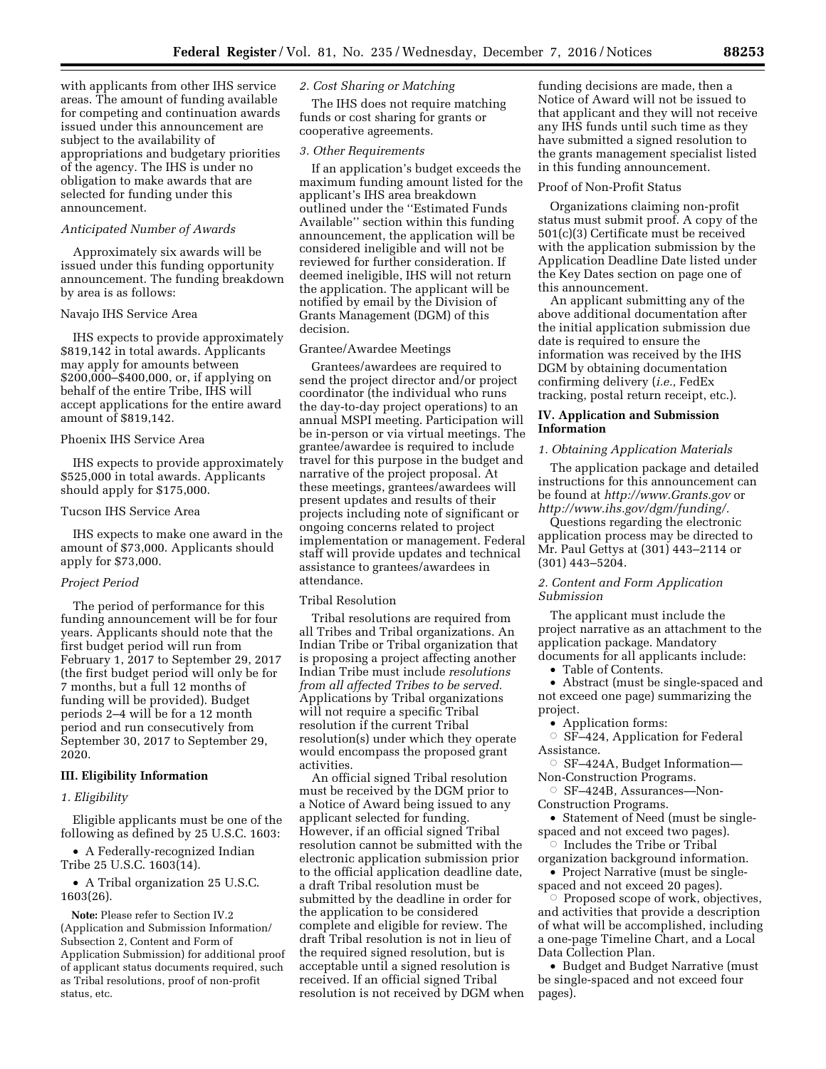with applicants from other IHS service areas. The amount of funding available for competing and continuation awards issued under this announcement are subject to the availability of appropriations and budgetary priorities of the agency. The IHS is under no obligation to make awards that are selected for funding under this announcement.

*Anticipated Number of Awards*

Approximately six awards will be issued under this funding opportunity announcement. The funding breakdown by area is as follows:

Navajo IHS Service Area

IHS expects to provide approximately $819,142 in total awards. Applicants may apply for amounts between $200,000–$400,000, or, if applying on behalf of the entire Tribe, IHS will accept applications for the entire award amount of $819,142.

Phoenix IHS Service Area

IHS expects to provide approximately $525,000 in total awards. Applicants should apply for $175,000.

Tucson IHS Service Area

IHS expects to make one award in the amount of $73,000. Applicants should apply for $73,000.

*Project Period*

The period of performance for this funding announcement will be for four years. Applicants should note that the first budget period will run from February 1, 2017 to September 29, 2017 (the first budget period will only be for 7 months, but a full 12 months of funding will be provided). Budget periods 2–4 will be for a 12 month period and run consecutively from September 30, 2017 to September 29, 2020.

## III. Eligibility Information

*1. Eligibility*

Eligible applicants must be one of the following as defined by 25 U.S.C. 1603:

- A Federally-recognized Indian Tribe 25 U.S.C. 1603(14).
- A Tribal organization 25 U.S.C. 1603(26).

**Note:** Please refer to Section IV.2 (Application and Submission Information/Subsection 2, Content and Form of Application Submission) for additional proof of applicant status documents required, such as Tribal resolutions, proof of non-profit status, etc.

*2. Cost Sharing or Matching*

The IHS does not require matching funds or cost sharing for grants or cooperative agreements.

*3. Other Requirements*

If an application's budget exceeds the maximum funding amount listed for the applicant's IHS area breakdown outlined under the ''Estimated Funds Available'' section within this funding announcement, the application will be considered ineligible and will not be reviewed for further consideration. If deemed ineligible, IHS will not return the application. The applicant will be notified by email by the Division of Grants Management (DGM) of this decision.

Grantee/Awardee Meetings

Grantees/awardees are required to send the project director and/or project coordinator (the individual who runs the day-to-day project operations) to an annual MSPI meeting. Participation will be in-person or via virtual meetings. The grantee/awardee is required to include travel for this purpose in the budget and narrative of the project proposal. At these meetings, grantees/awardees will present updates and results of their projects including note of significant or ongoing concerns related to project implementation or management. Federal staff will provide updates and technical assistance to grantees/awardees in attendance.

Tribal Resolution

Tribal resolutions are required from all Tribes and Tribal organizations. An Indian Tribe or Tribal organization that is proposing a project affecting another Indian Tribe must include *resolutions from all affected Tribes to be served.* Applications by Tribal organizations will not require a specific Tribal resolution if the current Tribal resolution(s) under which they operate would encompass the proposed grant activities.

An official signed Tribal resolution must be received by the DGM prior to a Notice of Award being issued to any applicant selected for funding. However, if an official signed Tribal resolution cannot be submitted with the electronic application submission prior to the official application deadline date, a draft Tribal resolution must be submitted by the deadline in order for the application to be considered complete and eligible for review. The draft Tribal resolution is not in lieu of the required signed resolution, but is acceptable until a signed resolution is received. If an official signed Tribal resolution is not received by DGM when funding decisions are made, then a Notice of Award will not be issued to that applicant and they will not receive any IHS funds until such time as they have submitted a signed resolution to the grants management specialist listed in this funding announcement.

Proof of Non-Profit Status

Organizations claiming non-profit status must submit proof. A copy of the 501(c)(3) Certificate must be received with the application submission by the Application Deadline Date listed under the Key Dates section on page one of this announcement.

An applicant submitting any of the above additional documentation after the initial application submission due date is required to ensure the information was received by the IHS DGM by obtaining documentation confirming delivery (*i.e.,* FedEx tracking, postal return receipt, etc.).

## IV. Application and Submission Information

*1. Obtaining Application Materials*

The application package and detailed instructions for this announcement can be found at *http://www.Grants.gov* or *http://www.ihs.gov/dgm/funding/.*

Questions regarding the electronic application process may be directed to Mr. Paul Gettys at (301) 443–2114 or (301) 443–5204.

*2. Content and Form Application Submission*

The applicant must include the project narrative as an attachment to the application package. Mandatory documents for all applicants include:

- Table of Contents.
- Abstract (must be single-spaced and not exceed one page) summarizing the project.
- Application forms:
    - SF–424, Application for Federal Assistance.
    - SF–424A, Budget Information—Non-Construction Programs.
    - SF–424B, Assurances—Non-Construction Programs.
- Statement of Need (must be single-spaced and not exceed two pages).
    - Includes the Tribe or Tribal organization background information.
- Project Narrative (must be single-spaced and not exceed 20 pages).
    - Proposed scope of work, objectives, and activities that provide a description of what will be accomplished, including a one-page Timeline Chart, and a Local Data Collection Plan.
- Budget and Budget Narrative (must be single-spaced and not exceed four pages).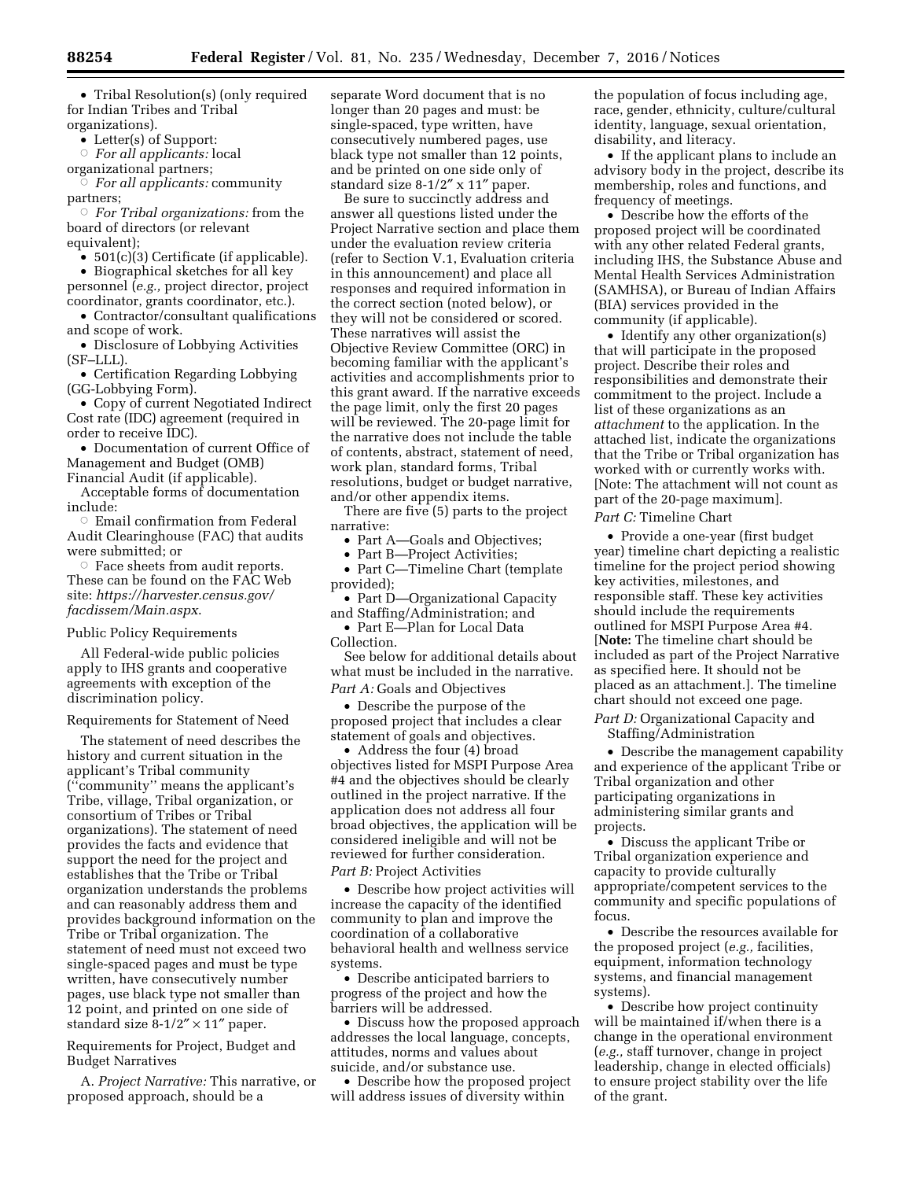- Tribal Resolution(s) (only required for Indian Tribes and Tribal organizations).
- Letter(s) of Support:
  - *For all applicants:* local organizational partners;
  - *For all applicants:* community partners;
  - *For Tribal organizations:* from the board of directors (or relevant equivalent);
- 501(c)(3) Certificate (if applicable).
- Biographical sketches for all key personnel (*e.g.,* project director, project coordinator, grants coordinator, etc.).
- Contractor/consultant qualifications and scope of work.
- Disclosure of Lobbying Activities (SF–LLL).
- Certification Regarding Lobbying (GG-Lobbying Form).
- Copy of current Negotiated Indirect Cost rate (IDC) agreement (required in order to receive IDC).
- Documentation of current Office of Management and Budget (OMB) Financial Audit (if applicable).

Acceptable forms of documentation include:

- Email confirmation from Federal Audit Clearinghouse (FAC) that audits were submitted; or
- Face sheets from audit reports. These can be found on the FAC Web site: *https://harvester.census.gov/facdissem/Main.aspx*.

Public Policy Requirements

All Federal-wide public policies apply to IHS grants and cooperative agreements with exception of the discrimination policy.

Requirements for Statement of Need

The statement of need describes the history and current situation in the applicant's Tribal community (''community'' means the applicant's Tribe, village, Tribal organization, or consortium of Tribes or Tribal organizations). The statement of need provides the facts and evidence that support the need for the project and establishes that the Tribe or Tribal organization understands the problems and can reasonably address them and provides background information on the Tribe or Tribal organization. The statement of need must not exceed two single-spaced pages and must be type written, have consecutively number pages, use black type not smaller than 12 point, and printed on one side of standard size 8-1/2″ × 11″ paper.

Requirements for Project, Budget and Budget Narratives

A. *Project Narrative:* This narrative, or proposed approach, should be a separate Word document that is no longer than 20 pages and must: be single-spaced, type written, have consecutively numbered pages, use black type not smaller than 12 points, and be printed on one side only of standard size 8-1/2″ x 11″ paper.

Be sure to succinctly address and answer all questions listed under the Project Narrative section and place them under the evaluation review criteria (refer to Section V.1, Evaluation criteria in this announcement) and place all responses and required information in the correct section (noted below), or they will not be considered or scored. These narratives will assist the Objective Review Committee (ORC) in becoming familiar with the applicant's activities and accomplishments prior to this grant award. If the narrative exceeds the page limit, only the first 20 pages will be reviewed. The 20-page limit for the narrative does not include the table of contents, abstract, statement of need, work plan, standard forms, Tribal resolutions, budget or budget narrative, and/or other appendix items.

There are five (5) parts to the project narrative:

- Part A—Goals and Objectives;
- Part B—Project Activities;
- Part C—Timeline Chart (template provided);
- Part D—Organizational Capacity and Staffing/Administration; and
- Part E—Plan for Local Data Collection.

See below for additional details about what must be included in the narrative.

*Part A:* Goals and Objectives

- Describe the purpose of the proposed project that includes a clear statement of goals and objectives.
- Address the four (4) broad objectives listed for MSPI Purpose Area #4 and the objectives should be clearly outlined in the project narrative. If the application does not address all four broad objectives, the application will be considered ineligible and will not be reviewed for further consideration.

*Part B:* Project Activities

- Describe how project activities will increase the capacity of the identified community to plan and improve the coordination of a collaborative behavioral health and wellness service systems.
- Describe anticipated barriers to progress of the project and how the barriers will be addressed.
- Discuss how the proposed approach addresses the local language, concepts, attitudes, norms and values about suicide, and/or substance use.
- Describe how the proposed project will address issues of diversity within the population of focus including age, race, gender, ethnicity, culture/cultural identity, language, sexual orientation, disability, and literacy.
- If the applicant plans to include an advisory body in the project, describe its membership, roles and functions, and frequency of meetings.
- Describe how the efforts of the proposed project will be coordinated with any other related Federal grants, including IHS, the Substance Abuse and Mental Health Services Administration (SAMHSA), or Bureau of Indian Affairs (BIA) services provided in the community (if applicable).
- Identify any other organization(s) that will participate in the proposed project. Describe their roles and responsibilities and demonstrate their commitment to the project. Include a list of these organizations as an *attachment* to the application. In the attached list, indicate the organizations that the Tribe or Tribal organization has worked with or currently works with. [Note: The attachment will not count as part of the 20-page maximum].

*Part C:* Timeline Chart

- Provide a one-year (first budget year) timeline chart depicting a realistic timeline for the project period showing key activities, milestones, and responsible staff. These key activities should include the requirements outlined for MSPI Purpose Area #4. [**Note:** The timeline chart should be included as part of the Project Narrative as specified here. It should not be placed as an attachment.]. The timeline chart should not exceed one page.

*Part D:* Organizational Capacity and Staffing/Administration

- Describe the management capability and experience of the applicant Tribe or Tribal organization and other participating organizations in administering similar grants and projects.
- Discuss the applicant Tribe or Tribal organization experience and capacity to provide culturally appropriate/competent services to the community and specific populations of focus.
- Describe the resources available for the proposed project (*e.g.,* facilities, equipment, information technology systems, and financial management systems).
- Describe how project continuity will be maintained if/when there is a change in the operational environment (*e.g.,* staff turnover, change in project leadership, change in elected officials) to ensure project stability over the life of the grant.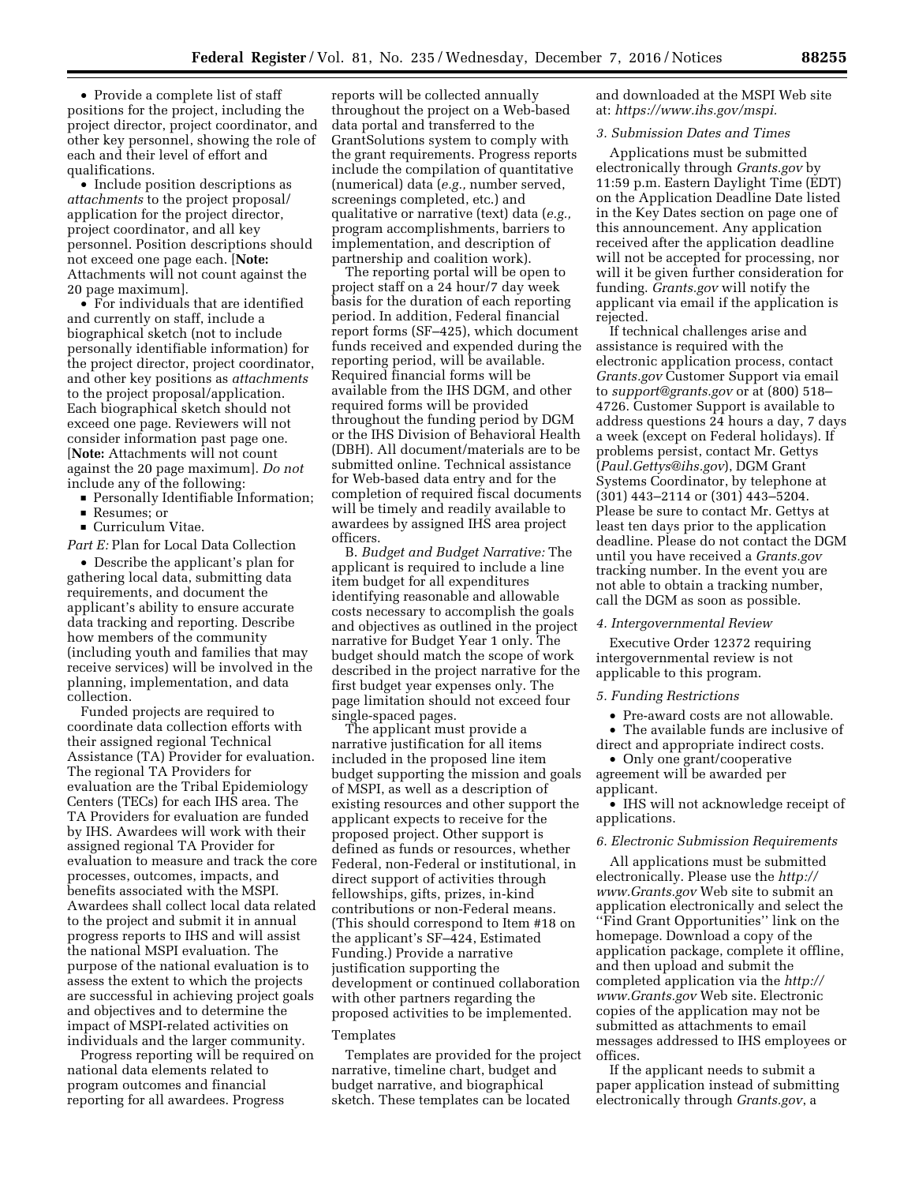- Provide a complete list of staff positions for the project, including the project director, project coordinator, and other key personnel, showing the role of each and their level of effort and qualifications.
- Include position descriptions as *attachments* to the project proposal/application for the project director, project coordinator, and all key personnel. Position descriptions should not exceed one page each. [**Note:** Attachments will not count against the 20 page maximum].
- For individuals that are identified and currently on staff, include a biographical sketch (not to include personally identifiable information) for the project director, project coordinator, and other key positions as *attachments* to the project proposal/application. Each biographical sketch should not exceed one page. Reviewers will not consider information past page one. [**Note:** Attachments will not count against the 20 page maximum]. *Do not* include any of the following:
    - Personally Identifiable Information;
    - Resumes; or
    - Curriculum Vitae.

*Part E:* Plan for Local Data Collection

- Describe the applicant's plan for gathering local data, submitting data requirements, and document the applicant's ability to ensure accurate data tracking and reporting. Describe how members of the community (including youth and families that may receive services) will be involved in the planning, implementation, and data collection.

Funded projects are required to coordinate data collection efforts with their assigned regional Technical Assistance (TA) Provider for evaluation. The regional TA Providers for evaluation are the Tribal Epidemiology Centers (TECs) for each IHS area. The TA Providers for evaluation are funded by IHS. Awardees will work with their assigned regional TA Provider for evaluation to measure and track the core processes, outcomes, impacts, and benefits associated with the MSPI. Awardees shall collect local data related to the project and submit it in annual progress reports to IHS and will assist the national MSPI evaluation. The purpose of the national evaluation is to assess the extent to which the projects are successful in achieving project goals and objectives and to determine the impact of MSPI-related activities on individuals and the larger community.

Progress reporting will be required on national data elements related to program outcomes and financial reporting for all awardees. Progress reports will be collected annually throughout the project on a Web-based data portal and transferred to the GrantSolutions system to comply with the grant requirements. Progress reports include the compilation of quantitative (numerical) data (*e.g.,* number served, screenings completed, etc.) and qualitative or narrative (text) data (*e.g.,* program accomplishments, barriers to implementation, and description of partnership and coalition work).

The reporting portal will be open to project staff on a 24 hour/7 day week basis for the duration of each reporting period. In addition, Federal financial report forms (SF–425), which document funds received and expended during the reporting period, will be available. Required financial forms will be available from the IHS DGM, and other required forms will be provided throughout the funding period by DGM or the IHS Division of Behavioral Health (DBH). All document/materials are to be submitted online. Technical assistance for Web-based data entry and for the completion of required fiscal documents will be timely and readily available to awardees by assigned IHS area project officers.

B. *Budget and Budget Narrative:* The applicant is required to include a line item budget for all expenditures identifying reasonable and allowable costs necessary to accomplish the goals and objectives as outlined in the project narrative for Budget Year 1 only. The budget should match the scope of work described in the project narrative for the first budget year expenses only. The page limitation should not exceed four single-spaced pages.

The applicant must provide a narrative justification for all items included in the proposed line item budget supporting the mission and goals of MSPI, as well as a description of existing resources and other support the applicant expects to receive for the proposed project. Other support is defined as funds or resources, whether Federal, non-Federal or institutional, in direct support of activities through fellowships, gifts, prizes, in-kind contributions or non-Federal means. (This should correspond to Item #18 on the applicant's SF–424, Estimated Funding.) Provide a narrative justification supporting the development or continued collaboration with other partners regarding the proposed activities to be implemented.

Templates

Templates are provided for the project narrative, timeline chart, budget and budget narrative, and biographical sketch. These templates can be located and downloaded at the MSPI Web site at: *https://www.ihs.gov/mspi.*

*3. Submission Dates and Times*

Applications must be submitted electronically through *Grants.gov* by 11:59 p.m. Eastern Daylight Time (EDT) on the Application Deadline Date listed in the Key Dates section on page one of this announcement. Any application received after the application deadline will not be accepted for processing, nor will it be given further consideration for funding. *Grants.gov* will notify the applicant via email if the application is rejected.

If technical challenges arise and assistance is required with the electronic application process, contact *Grants.gov* Customer Support via email to *support@grants.gov* or at (800) 518–4726. Customer Support is available to address questions 24 hours a day, 7 days a week (except on Federal holidays). If problems persist, contact Mr. Gettys (*Paul.Gettys@ihs.gov*), DGM Grant Systems Coordinator, by telephone at (301) 443–2114 or (301) 443–5204. Please be sure to contact Mr. Gettys at least ten days prior to the application deadline. Please do not contact the DGM until you have received a *Grants.gov* tracking number. In the event you are not able to obtain a tracking number, call the DGM as soon as possible.

*4. Intergovernmental Review*

Executive Order 12372 requiring intergovernmental review is not applicable to this program.

*5. Funding Restrictions*

- Pre-award costs are not allowable.
- The available funds are inclusive of direct and appropriate indirect costs.
- Only one grant/cooperative agreement will be awarded per applicant.
- IHS will not acknowledge receipt of applications.

*6. Electronic Submission Requirements*

All applications must be submitted electronically. Please use the *http://www.Grants.gov* Web site to submit an application electronically and select the ''Find Grant Opportunities'' link on the homepage. Download a copy of the application package, complete it offline, and then upload and submit the completed application via the *http://www.Grants.gov* Web site. Electronic copies of the application may not be submitted as attachments to email messages addressed to IHS employees or offices.

If the applicant needs to submit a paper application instead of submitting electronically through *Grants.gov*, a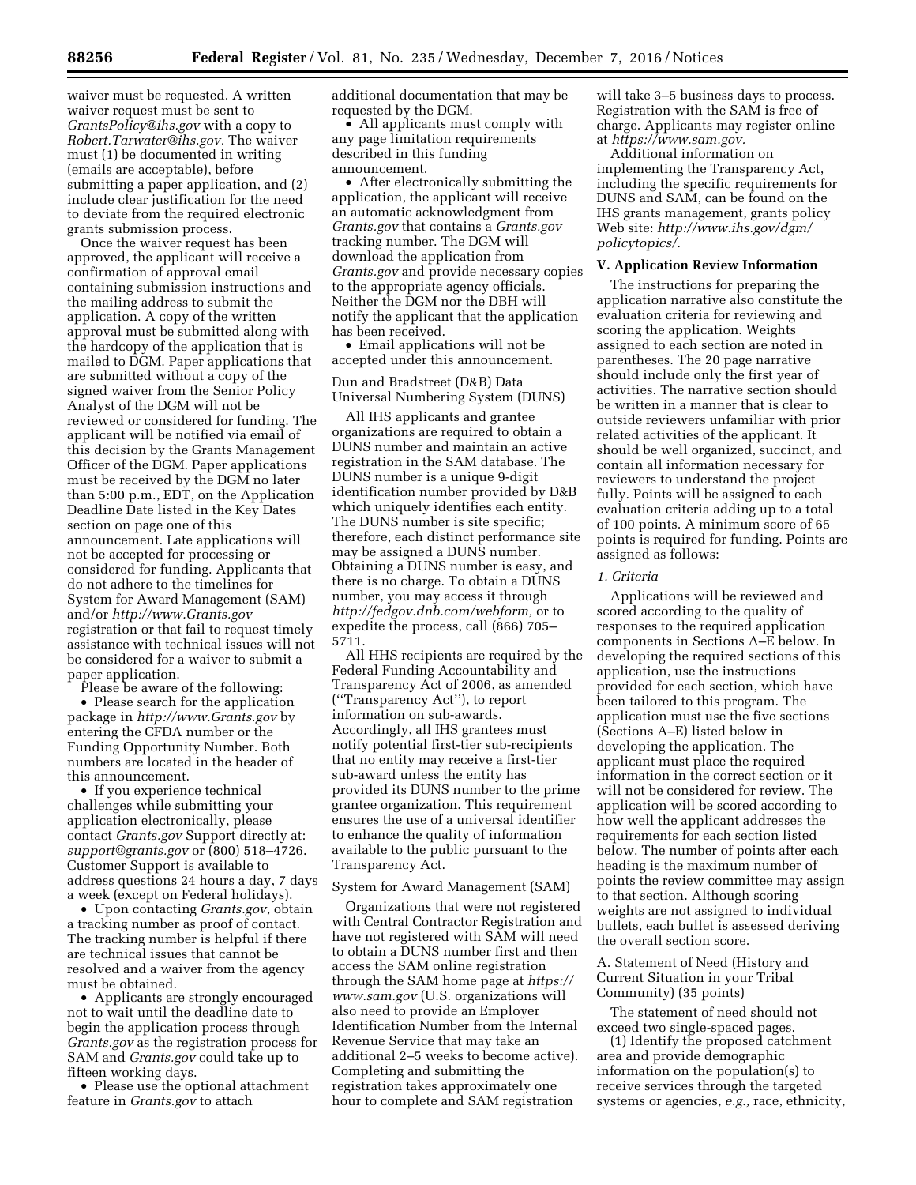waiver must be requested. A written waiver request must be sent to *GrantsPolicy@ihs.gov* with a copy to *Robert.Tarwater@ihs.gov*. The waiver must (1) be documented in writing (emails are acceptable), before submitting a paper application, and (2) include clear justification for the need to deviate from the required electronic grants submission process.

Once the waiver request has been approved, the applicant will receive a confirmation of approval email containing submission instructions and the mailing address to submit the application. A copy of the written approval must be submitted along with the hardcopy of the application that is mailed to DGM. Paper applications that are submitted without a copy of the signed waiver from the Senior Policy Analyst of the DGM will not be reviewed or considered for funding. The applicant will be notified via email of this decision by the Grants Management Officer of the DGM. Paper applications must be received by the DGM no later than 5:00 p.m., EDT, on the Application Deadline Date listed in the Key Dates section on page one of this announcement. Late applications will not be accepted for processing or considered for funding. Applicants that do not adhere to the timelines for System for Award Management (SAM) and/or *http://www.Grants.gov* registration or that fail to request timely assistance with technical issues will not be considered for a waiver to submit a paper application.

Please be aware of the following:

- Please search for the application package in *http://www.Grants.gov* by entering the CFDA number or the Funding Opportunity Number. Both numbers are located in the header of this announcement.
- If you experience technical challenges while submitting your application electronically, please contact *Grants.gov* Support directly at: *support@grants.gov* or (800) 518–4726. Customer Support is available to address questions 24 hours a day, 7 days a week (except on Federal holidays).
- Upon contacting *Grants.gov*, obtain a tracking number as proof of contact. The tracking number is helpful if there are technical issues that cannot be resolved and a waiver from the agency must be obtained.
- Applicants are strongly encouraged not to wait until the deadline date to begin the application process through *Grants.gov* as the registration process for SAM and *Grants.gov* could take up to fifteen working days.
- Please use the optional attachment feature in *Grants.gov* to attach additional documentation that may be requested by the DGM.
- All applicants must comply with any page limitation requirements described in this funding announcement.
- After electronically submitting the application, the applicant will receive an automatic acknowledgment from *Grants.gov* that contains a *Grants.gov* tracking number. The DGM will download the application from *Grants.gov* and provide necessary copies to the appropriate agency officials. Neither the DGM nor the DBH will notify the applicant that the application has been received.
- Email applications will not be accepted under this announcement.

Dun and Bradstreet (D&B) Data Universal Numbering System (DUNS)

All IHS applicants and grantee organizations are required to obtain a DUNS number and maintain an active registration in the SAM database. The DUNS number is a unique 9-digit identification number provided by D&B which uniquely identifies each entity. The DUNS number is site specific; therefore, each distinct performance site may be assigned a DUNS number. Obtaining a DUNS number is easy, and there is no charge. To obtain a DUNS number, you may access it through *http://fedgov.dnb.com/webform,* or to expedite the process, call (866) 705–5711.

All HHS recipients are required by the Federal Funding Accountability and Transparency Act of 2006, as amended (''Transparency Act''), to report information on sub-awards. Accordingly, all IHS grantees must notify potential first-tier sub-recipients that no entity may receive a first-tier sub-award unless the entity has provided its DUNS number to the prime grantee organization. This requirement ensures the use of a universal identifier to enhance the quality of information available to the public pursuant to the Transparency Act.

System for Award Management (SAM)

Organizations that were not registered with Central Contractor Registration and have not registered with SAM will need to obtain a DUNS number first and then access the SAM online registration through the SAM home page at *https://www.sam.gov* (U.S. organizations will also need to provide an Employer Identification Number from the Internal Revenue Service that may take an additional 2–5 weeks to become active). Completing and submitting the registration takes approximately one hour to complete and SAM registration will take 3–5 business days to process. Registration with the SAM is free of charge. Applicants may register online at *https://www.sam.gov.*

Additional information on implementing the Transparency Act, including the specific requirements for DUNS and SAM, can be found on the IHS grants management, grants policy Web site: *http://www.ihs.gov/dgm/policytopics/.*

## V. Application Review Information

The instructions for preparing the application narrative also constitute the evaluation criteria for reviewing and scoring the application. Weights assigned to each section are noted in parentheses. The 20 page narrative should include only the first year of activities. The narrative section should be written in a manner that is clear to outside reviewers unfamiliar with prior related activities of the applicant. It should be well organized, succinct, and contain all information necessary for reviewers to understand the project fully. Points will be assigned to each evaluation criteria adding up to a total of 100 points. A minimum score of 65 points is required for funding. Points are assigned as follows:

### *1. Criteria*

Applications will be reviewed and scored according to the quality of responses to the required application components in Sections A–E below. In developing the required sections of this application, use the instructions provided for each section, which have been tailored to this program. The application must use the five sections (Sections A–E) listed below in developing the application. The applicant must place the required information in the correct section or it will not be considered for review. The application will be scored according to how well the applicant addresses the requirements for each section listed below. The number of points after each heading is the maximum number of points the review committee may assign to that section. Although scoring weights are not assigned to individual bullets, each bullet is assessed deriving the overall section score.

A. Statement of Need (History and Current Situation in your Tribal Community) (35 points)

The statement of need should not exceed two single-spaced pages.

(1) Identify the proposed catchment area and provide demographic information on the population(s) to receive services through the targeted systems or agencies, *e.g.,* race, ethnicity,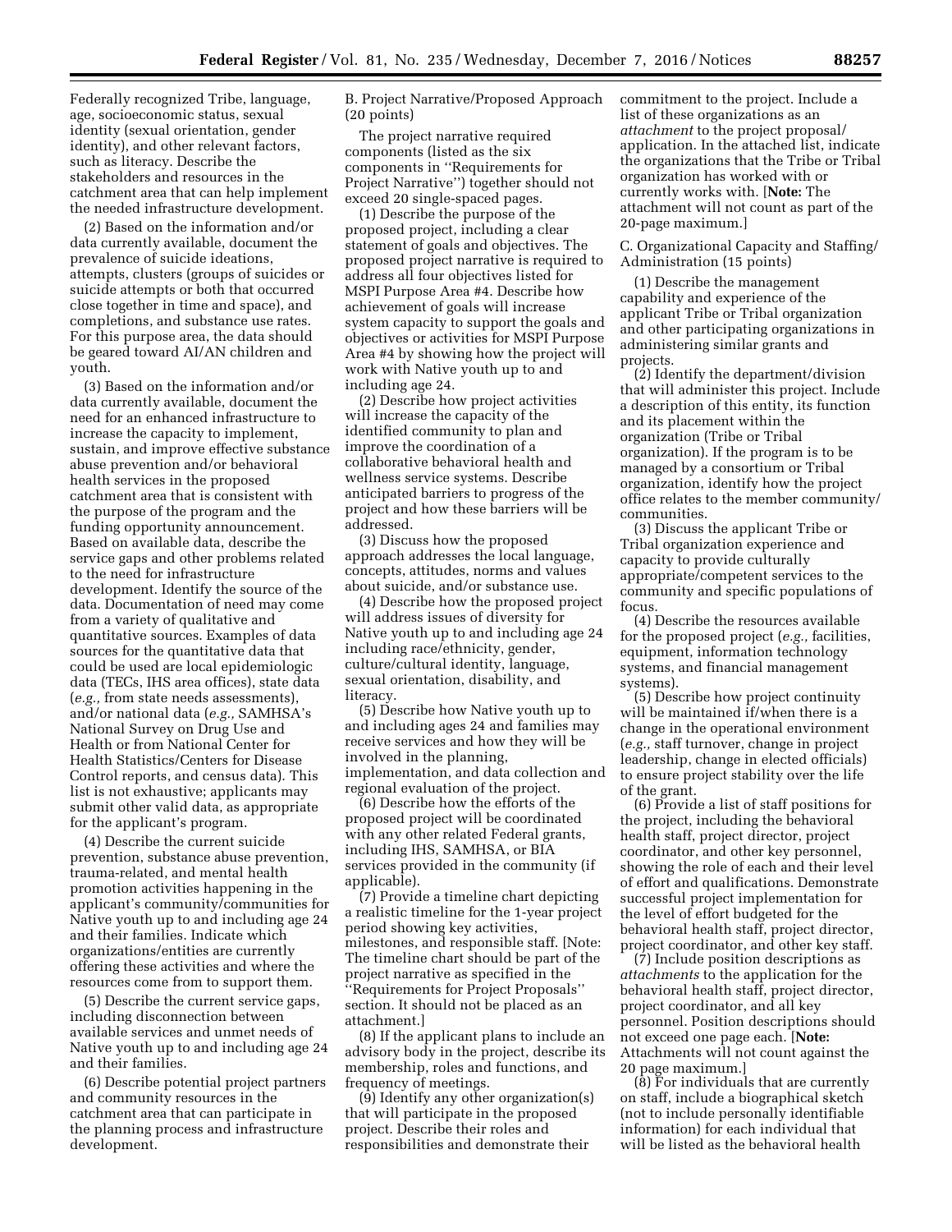Federally recognized Tribe, language, age, socioeconomic status, sexual identity (sexual orientation, gender identity), and other relevant factors, such as literacy. Describe the stakeholders and resources in the catchment area that can help implement the needed infrastructure development.

(2) Based on the information and/or data currently available, document the prevalence of suicide ideations, attempts, clusters (groups of suicides or suicide attempts or both that occurred close together in time and space), and completions, and substance use rates. For this purpose area, the data should be geared toward AI/AN children and youth.

(3) Based on the information and/or data currently available, document the need for an enhanced infrastructure to increase the capacity to implement, sustain, and improve effective substance abuse prevention and/or behavioral health services in the proposed catchment area that is consistent with the purpose of the program and the funding opportunity announcement. Based on available data, describe the service gaps and other problems related to the need for infrastructure development. Identify the source of the data. Documentation of need may come from a variety of qualitative and quantitative sources. Examples of data sources for the quantitative data that could be used are local epidemiologic data (TECs, IHS area offices), state data (*e.g.,* from state needs assessments), and/or national data (*e.g.,* SAMHSA's National Survey on Drug Use and Health or from National Center for Health Statistics/Centers for Disease Control reports, and census data). This list is not exhaustive; applicants may submit other valid data, as appropriate for the applicant's program.

(4) Describe the current suicide prevention, substance abuse prevention, trauma-related, and mental health promotion activities happening in the applicant's community/communities for Native youth up to and including age 24 and their families. Indicate which organizations/entities are currently offering these activities and where the resources come from to support them.

(5) Describe the current service gaps, including disconnection between available services and unmet needs of Native youth up to and including age 24 and their families.

(6) Describe potential project partners and community resources in the catchment area that can participate in the planning process and infrastructure development.

B. Project Narrative/Proposed Approach (20 points)

The project narrative required components (listed as the six components in "Requirements for Project Narrative") together should not exceed 20 single-spaced pages.

(1) Describe the purpose of the proposed project, including a clear statement of goals and objectives. The proposed project narrative is required to address all four objectives listed for MSPI Purpose Area #4. Describe how achievement of goals will increase system capacity to support the goals and objectives or activities for MSPI Purpose Area #4 by showing how the project will work with Native youth up to and including age 24.

(2) Describe how project activities will increase the capacity of the identified community to plan and improve the coordination of a collaborative behavioral health and wellness service systems. Describe anticipated barriers to progress of the project and how these barriers will be addressed.

(3) Discuss how the proposed approach addresses the local language, concepts, attitudes, norms and values about suicide, and/or substance use.

(4) Describe how the proposed project will address issues of diversity for Native youth up to and including age 24 including race/ethnicity, gender, culture/cultural identity, language, sexual orientation, disability, and literacy.

(5) Describe how Native youth up to and including ages 24 and families may receive services and how they will be involved in the planning, implementation, and data collection and regional evaluation of the project.

(6) Describe how the efforts of the proposed project will be coordinated with any other related Federal grants, including IHS, SAMHSA, or BIA services provided in the community (if applicable).

(7) Provide a timeline chart depicting a realistic timeline for the 1-year project period showing key activities, milestones, and responsible staff. [Note: The timeline chart should be part of the project narrative as specified in the "Requirements for Project Proposals" section. It should not be placed as an attachment.]

(8) If the applicant plans to include an advisory body in the project, describe its membership, roles and functions, and frequency of meetings.

(9) Identify any other organization(s) that will participate in the proposed project. Describe their roles and responsibilities and demonstrate their commitment to the project. Include a list of these organizations as an *attachment* to the project proposal/application. In the attached list, indicate the organizations that the Tribe or Tribal organization has worked with or currently works with. [**Note:** The attachment will not count as part of the 20-page maximum.]

C. Organizational Capacity and Staffing/Administration (15 points)

(1) Describe the management capability and experience of the applicant Tribe or Tribal organization and other participating organizations in administering similar grants and projects.

(2) Identify the department/division that will administer this project. Include a description of this entity, its function and its placement within the organization (Tribe or Tribal organization). If the program is to be managed by a consortium or Tribal organization, identify how the project office relates to the member community/communities.

(3) Discuss the applicant Tribe or Tribal organization experience and capacity to provide culturally appropriate/competent services to the community and specific populations of focus.

(4) Describe the resources available for the proposed project (*e.g.,* facilities, equipment, information technology systems, and financial management systems).

(5) Describe how project continuity will be maintained if/when there is a change in the operational environment (*e.g.,* staff turnover, change in project leadership, change in elected officials) to ensure project stability over the life of the grant.

(6) Provide a list of staff positions for the project, including the behavioral health staff, project director, project coordinator, and other key personnel, showing the role of each and their level of effort and qualifications. Demonstrate successful project implementation for the level of effort budgeted for the behavioral health staff, project director, project coordinator, and other key staff.

(7) Include position descriptions as *attachments* to the application for the behavioral health staff, project director, project coordinator, and all key personnel. Position descriptions should not exceed one page each. [**Note:** Attachments will not count against the 20 page maximum.]

(8) For individuals that are currently on staff, include a biographical sketch (not to include personally identifiable information) for each individual that will be listed as the behavioral health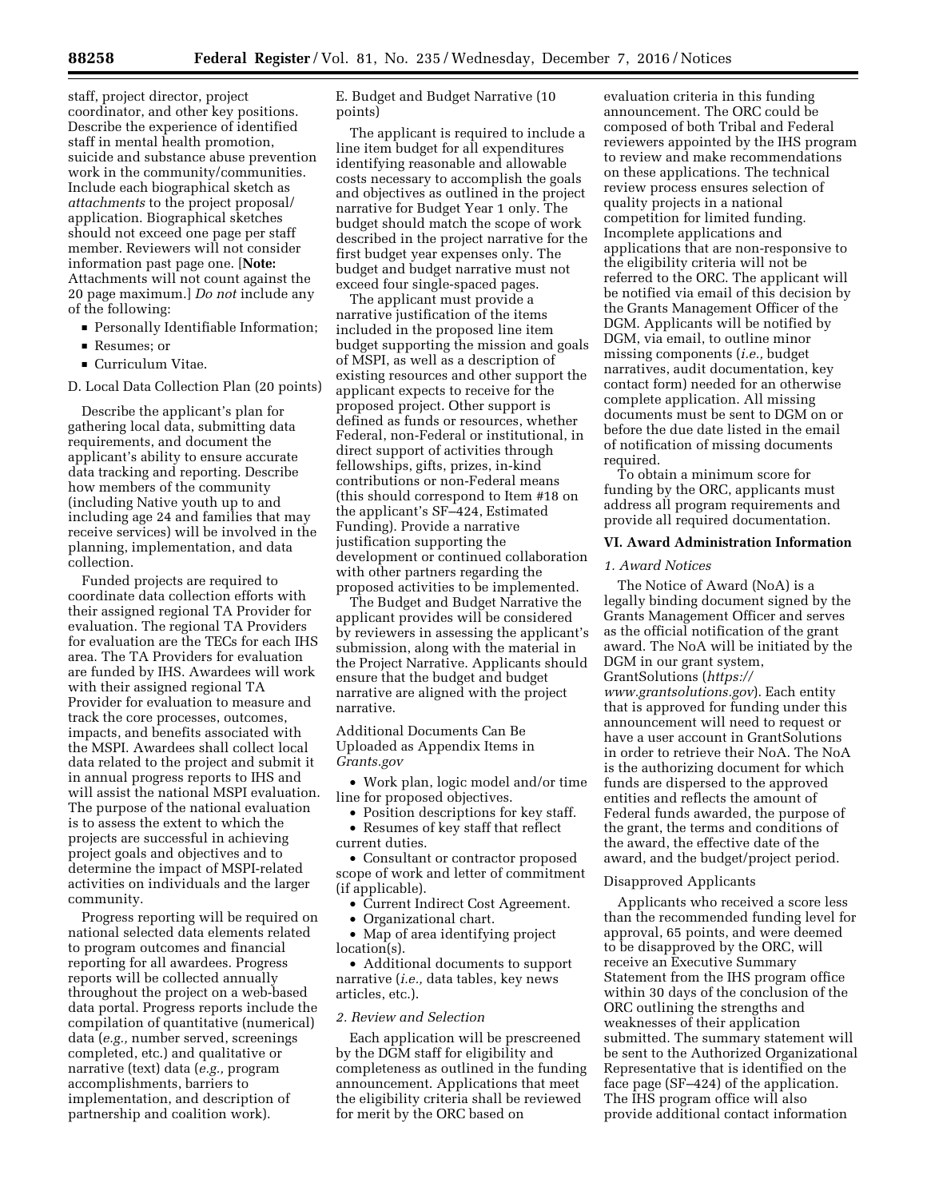staff, project director, project coordinator, and other key positions. Describe the experience of identified staff in mental health promotion, suicide and substance abuse prevention work in the community/communities. Include each biographical sketch as *attachments* to the project proposal/application. Biographical sketches should not exceed one page per staff member. Reviewers will not consider information past page one. [**Note:** Attachments will not count against the 20 page maximum.] *Do not* include any of the following:

- Personally Identifiable Information;
- Resumes; or
- Curriculum Vitae.

D. Local Data Collection Plan (20 points)

Describe the applicant's plan for gathering local data, submitting data requirements, and document the applicant's ability to ensure accurate data tracking and reporting. Describe how members of the community (including Native youth up to and including age 24 and families that may receive services) will be involved in the planning, implementation, and data collection.

Funded projects are required to coordinate data collection efforts with their assigned regional TA Provider for evaluation. The regional TA Providers for evaluation are the TECs for each IHS area. The TA Providers for evaluation are funded by IHS. Awardees will work with their assigned regional TA Provider for evaluation to measure and track the core processes, outcomes, impacts, and benefits associated with the MSPI. Awardees shall collect local data related to the project and submit it in annual progress reports to IHS and will assist the national MSPI evaluation. The purpose of the national evaluation is to assess the extent to which the projects are successful in achieving project goals and objectives and to determine the impact of MSPI-related activities on individuals and the larger community.

Progress reporting will be required on national selected data elements related to program outcomes and financial reporting for all awardees. Progress reports will be collected annually throughout the project on a web-based data portal. Progress reports include the compilation of quantitative (numerical) data (*e.g.,* number served, screenings completed, etc.) and qualitative or narrative (text) data (*e.g.,* program accomplishments, barriers to implementation, and description of partnership and coalition work).

E. Budget and Budget Narrative (10 points)

The applicant is required to include a line item budget for all expenditures identifying reasonable and allowable costs necessary to accomplish the goals and objectives as outlined in the project narrative for Budget Year 1 only. The budget should match the scope of work described in the project narrative for the first budget year expenses only. The budget and budget narrative must not exceed four single-spaced pages.

The applicant must provide a narrative justification of the items included in the proposed line item budget supporting the mission and goals of MSPI, as well as a description of existing resources and other support the applicant expects to receive for the proposed project. Other support is defined as funds or resources, whether Federal, non-Federal or institutional, in direct support of activities through fellowships, gifts, prizes, in-kind contributions or non-Federal means (this should correspond to Item #18 on the applicant's SF–424, Estimated Funding). Provide a narrative justification supporting the development or continued collaboration with other partners regarding the proposed activities to be implemented.

The Budget and Budget Narrative the applicant provides will be considered by reviewers in assessing the applicant's submission, along with the material in the Project Narrative. Applicants should ensure that the budget and budget narrative are aligned with the project narrative.

Additional Documents Can Be Uploaded as Appendix Items in *Grants.gov*

- Work plan, logic model and/or time line for proposed objectives.
- Position descriptions for key staff.
- Resumes of key staff that reflect current duties.
- Consultant or contractor proposed scope of work and letter of commitment (if applicable).
- Current Indirect Cost Agreement.
- Organizational chart.
- Map of area identifying project location(s).
- Additional documents to support narrative (*i.e.,* data tables, key news articles, etc.).

*2. Review and Selection*

Each application will be prescreened by the DGM staff for eligibility and completeness as outlined in the funding announcement. Applications that meet the eligibility criteria shall be reviewed for merit by the ORC based on evaluation criteria in this funding announcement. The ORC could be composed of both Tribal and Federal reviewers appointed by the IHS program to review and make recommendations on these applications. The technical review process ensures selection of quality projects in a national competition for limited funding. Incomplete applications and applications that are non-responsive to the eligibility criteria will not be referred to the ORC. The applicant will be notified via email of this decision by the Grants Management Officer of the DGM. Applicants will be notified by DGM, via email, to outline minor missing components (*i.e.,* budget narratives, audit documentation, key contact form) needed for an otherwise complete application. All missing documents must be sent to DGM on or before the due date listed in the email of notification of missing documents required.

To obtain a minimum score for funding by the ORC, applicants must address all program requirements and provide all required documentation.

## VI. Award Administration Information

*1. Award Notices*

The Notice of Award (NoA) is a legally binding document signed by the Grants Management Officer and serves as the official notification of the grant award. The NoA will be initiated by the DGM in our grant system, GrantSolutions (*https://www.grantsolutions.gov*). Each entity that is approved for funding under this announcement will need to request or have a user account in GrantSolutions in order to retrieve their NoA. The NoA is the authorizing document for which funds are dispersed to the approved entities and reflects the amount of Federal funds awarded, the purpose of the grant, the terms and conditions of the award, the effective date of the award, and the budget/project period.

Disapproved Applicants

Applicants who received a score less than the recommended funding level for approval, 65 points, and were deemed to be disapproved by the ORC, will receive an Executive Summary Statement from the IHS program office within 30 days of the conclusion of the ORC outlining the strengths and weaknesses of their application submitted. The summary statement will be sent to the Authorized Organizational Representative that is identified on the face page (SF–424) of the application. The IHS program office will also provide additional contact information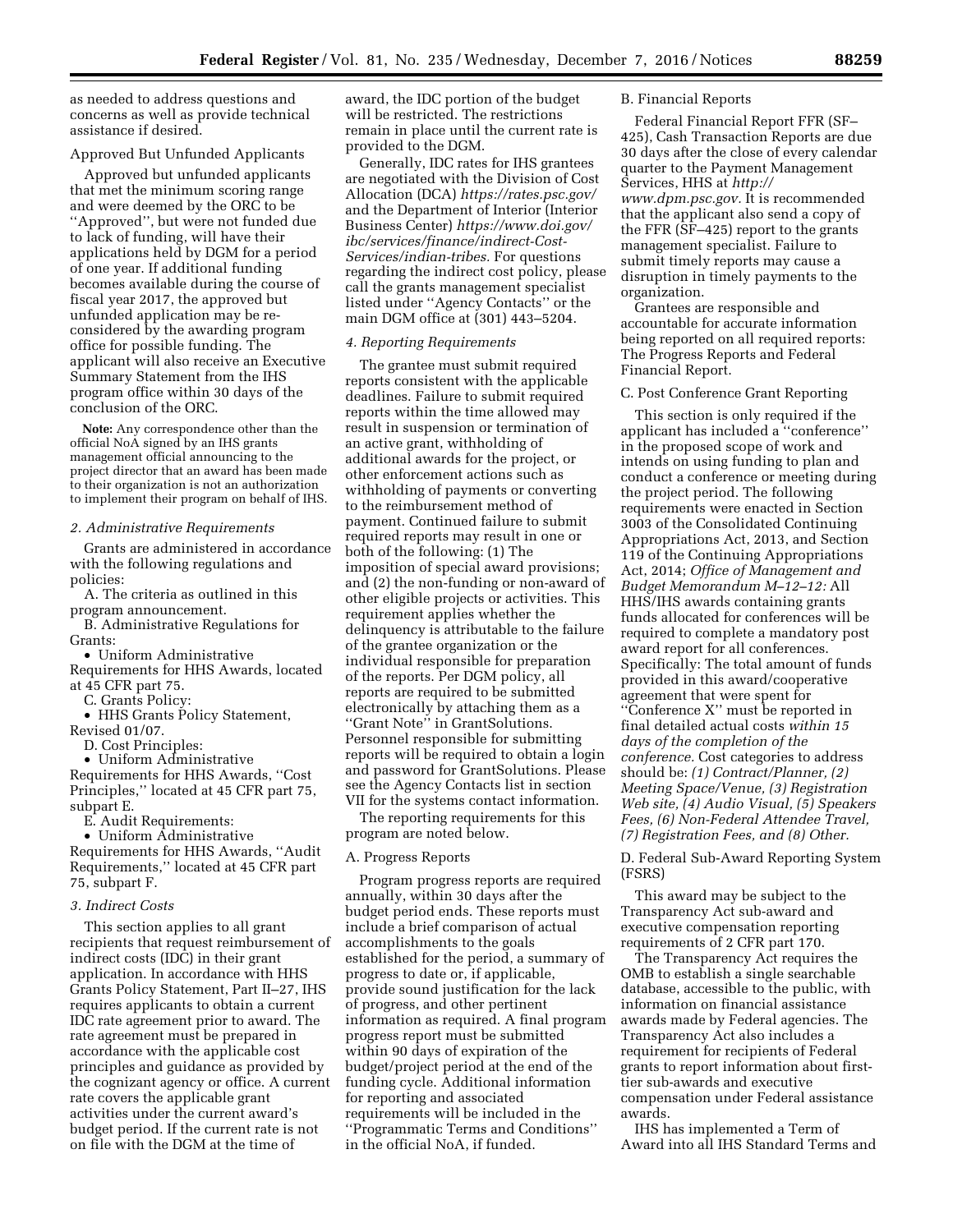as needed to address questions and concerns as well as provide technical assistance if desired.

Approved But Unfunded Applicants

Approved but unfunded applicants that met the minimum scoring range and were deemed by the ORC to be ''Approved'', but were not funded due to lack of funding, will have their applications held by DGM for a period of one year. If additional funding becomes available during the course of fiscal year 2017, the approved but unfunded application may be re-considered by the awarding program office for possible funding. The applicant will also receive an Executive Summary Statement from the IHS program office within 30 days of the conclusion of the ORC.

**Note:** Any correspondence other than the official NoA signed by an IHS grants management official announcing to the project director that an award has been made to their organization is not an authorization to implement their program on behalf of IHS.

*2. Administrative Requirements*

Grants are administered in accordance with the following regulations and policies:

A. The criteria as outlined in this program announcement.

B. Administrative Regulations for Grants:

- Uniform Administrative Requirements for HHS Awards, located at 45 CFR part 75.

C. Grants Policy:

- HHS Grants Policy Statement, Revised 01/07.

D. Cost Principles:

- Uniform Administrative Requirements for HHS Awards, ''Cost Principles,'' located at 45 CFR part 75, subpart E.

E. Audit Requirements:

- Uniform Administrative Requirements for HHS Awards, ''Audit Requirements,'' located at 45 CFR part 75, subpart F.

*3. Indirect Costs*

This section applies to all grant recipients that request reimbursement of indirect costs (IDC) in their grant application. In accordance with HHS Grants Policy Statement, Part II–27, IHS requires applicants to obtain a current IDC rate agreement prior to award. The rate agreement must be prepared in accordance with the applicable cost principles and guidance as provided by the cognizant agency or office. A current rate covers the applicable grant activities under the current award's budget period. If the current rate is not on file with the DGM at the time of award, the IDC portion of the budget will be restricted. The restrictions remain in place until the current rate is provided to the DGM.

Generally, IDC rates for IHS grantees are negotiated with the Division of Cost Allocation (DCA) *https://rates.psc.gov/* and the Department of Interior (Interior Business Center) *https://www.doi.gov/ibc/services/finance/indirect-Cost-Services/indian-tribes.* For questions regarding the indirect cost policy, please call the grants management specialist listed under ''Agency Contacts'' or the main DGM office at (301) 443–5204.

*4. Reporting Requirements*

The grantee must submit required reports consistent with the applicable deadlines. Failure to submit required reports within the time allowed may result in suspension or termination of an active grant, withholding of additional awards for the project, or other enforcement actions such as withholding of payments or converting to the reimbursement method of payment. Continued failure to submit required reports may result in one or both of the following: (1) The imposition of special award provisions; and (2) the non-funding or non-award of other eligible projects or activities. This requirement applies whether the delinquency is attributable to the failure of the grantee organization or the individual responsible for preparation of the reports. Per DGM policy, all reports are required to be submitted electronically by attaching them as a ''Grant Note'' in GrantSolutions. Personnel responsible for submitting reports will be required to obtain a login and password for GrantSolutions. Please see the Agency Contacts list in section VII for the systems contact information.

The reporting requirements for this program are noted below.

A. Progress Reports

Program progress reports are required annually, within 30 days after the budget period ends. These reports must include a brief comparison of actual accomplishments to the goals established for the period, a summary of progress to date or, if applicable, provide sound justification for the lack of progress, and other pertinent information as required. A final program progress report must be submitted within 90 days of expiration of the budget/project period at the end of the funding cycle. Additional information for reporting and associated requirements will be included in the ''Programmatic Terms and Conditions'' in the official NoA, if funded.

B. Financial Reports

Federal Financial Report FFR (SF–425), Cash Transaction Reports are due 30 days after the close of every calendar quarter to the Payment Management Services, HHS at *http://www.dpm.psc.gov.* It is recommended that the applicant also send a copy of the FFR (SF–425) report to the grants management specialist. Failure to submit timely reports may cause a disruption in timely payments to the organization.

Grantees are responsible and accountable for accurate information being reported on all required reports: The Progress Reports and Federal Financial Report.

C. Post Conference Grant Reporting

This section is only required if the applicant has included a ''conference'' in the proposed scope of work and intends on using funding to plan and conduct a conference or meeting during the project period. The following requirements were enacted in Section 3003 of the Consolidated Continuing Appropriations Act, 2013, and Section 119 of the Continuing Appropriations Act, 2014; *Office of Management and Budget Memorandum M–12–12:* All HHS/IHS awards containing grants funds allocated for conferences will be required to complete a mandatory post award report for all conferences. Specifically: The total amount of funds provided in this award/cooperative agreement that were spent for ''Conference X'' must be reported in final detailed actual costs *within 15 days of the completion of the conference.* Cost categories to address should be: *(1) Contract/Planner, (2) Meeting Space/Venue, (3) Registration Web site, (4) Audio Visual, (5) Speakers Fees, (6) Non-Federal Attendee Travel, (7) Registration Fees, and (8) Other.*

D. Federal Sub-Award Reporting System (FSRS)

This award may be subject to the Transparency Act sub-award and executive compensation reporting requirements of 2 CFR part 170.

The Transparency Act requires the OMB to establish a single searchable database, accessible to the public, with information on financial assistance awards made by Federal agencies. The Transparency Act also includes a requirement for recipients of Federal grants to report information about first-tier sub-awards and executive compensation under Federal assistance awards.

IHS has implemented a Term of Award into all IHS Standard Terms and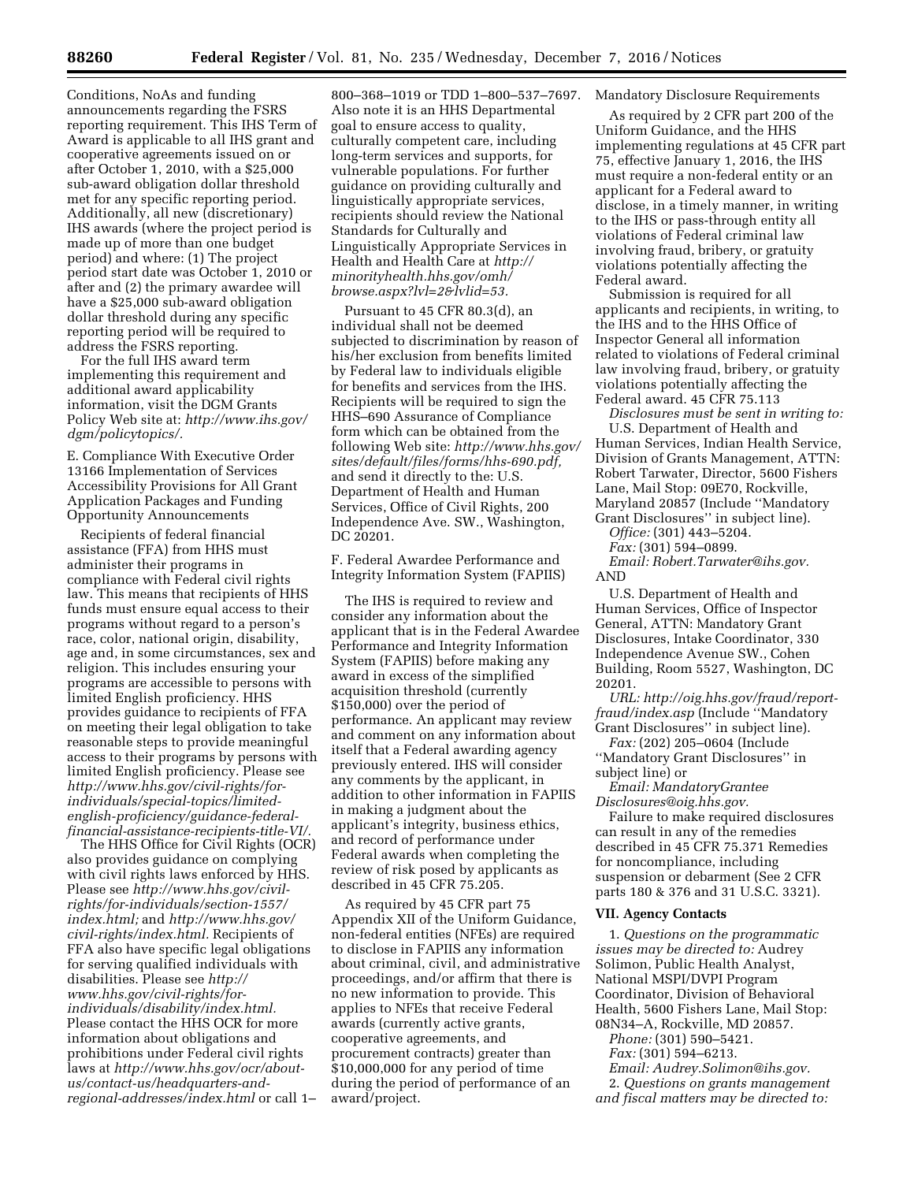Conditions, NoAs and funding announcements regarding the FSRS reporting requirement. This IHS Term of Award is applicable to all IHS grant and cooperative agreements issued on or after October 1, 2010, with a $25,000 sub-award obligation dollar threshold met for any specific reporting period. Additionally, all new (discretionary) IHS awards (where the project period is made up of more than one budget period) and where: (1) The project period start date was October 1, 2010 or after and (2) the primary awardee will have a $25,000 sub-award obligation dollar threshold during any specific reporting period will be required to address the FSRS reporting.

For the full IHS award term implementing this requirement and additional award applicability information, visit the DGM Grants Policy Web site at: *http://www.ihs.gov/dgm/policytopics/.*

E. Compliance With Executive Order 13166 Implementation of Services Accessibility Provisions for All Grant Application Packages and Funding Opportunity Announcements

Recipients of federal financial assistance (FFA) from HHS must administer their programs in compliance with Federal civil rights law. This means that recipients of HHS funds must ensure equal access to their programs without regard to a person's race, color, national origin, disability, age and, in some circumstances, sex and religion. This includes ensuring your programs are accessible to persons with limited English proficiency. HHS provides guidance to recipients of FFA on meeting their legal obligation to take reasonable steps to provide meaningful access to their programs by persons with limited English proficiency. Please see *http://www.hhs.gov/civil-rights/for-individuals/special-topics/limited-english-proficiency/guidance-federal-financial-assistance-recipients-title-VI/.*

The HHS Office for Civil Rights (OCR) also provides guidance on complying with civil rights laws enforced by HHS. Please see *http://www.hhs.gov/civil-rights/for-individuals/section-1557/index.html;* and *http://www.hhs.gov/civil-rights/index.html.* Recipients of FFA also have specific legal obligations for serving qualified individuals with disabilities. Please see *http://www.hhs.gov/civil-rights/for-individuals/disability/index.html.* Please contact the HHS OCR for more information about obligations and prohibitions under Federal civil rights laws at *http://www.hhs.gov/ocr/about-us/contact-us/headquarters-and-regional-addresses/index.html* or call 1–800–368–1019 or TDD 1–800–537–7697. Also note it is an HHS Departmental goal to ensure access to quality, culturally competent care, including long-term services and supports, for vulnerable populations. For further guidance on providing culturally and linguistically appropriate services, recipients should review the National Standards for Culturally and Linguistically Appropriate Services in Health and Health Care at *http://minorityhealth.hhs.gov/omh/browse.aspx?lvl=2&lvlid=53.*

Pursuant to 45 CFR 80.3(d), an individual shall not be deemed subjected to discrimination by reason of his/her exclusion from benefits limited by Federal law to individuals eligible for benefits and services from the IHS. Recipients will be required to sign the HHS–690 Assurance of Compliance form which can be obtained from the following Web site: *http://www.hhs.gov/sites/default/files/forms/hhs-690.pdf,* and send it directly to the: U.S. Department of Health and Human Services, Office of Civil Rights, 200 Independence Ave. SW., Washington, DC 20201.

F. Federal Awardee Performance and Integrity Information System (FAPIIS)

The IHS is required to review and consider any information about the applicant that is in the Federal Awardee Performance and Integrity Information System (FAPIIS) before making any award in excess of the simplified acquisition threshold (currently $150,000) over the period of performance. An applicant may review and comment on any information about itself that a Federal awarding agency previously entered. IHS will consider any comments by the applicant, in addition to other information in FAPIIS in making a judgment about the applicant's integrity, business ethics, and record of performance under Federal awards when completing the review of risk posed by applicants as described in 45 CFR 75.205.

As required by 45 CFR part 75 Appendix XII of the Uniform Guidance, non-federal entities (NFEs) are required to disclose in FAPIIS any information about criminal, civil, and administrative proceedings, and/or affirm that there is no new information to provide. This applies to NFEs that receive Federal awards (currently active grants, cooperative agreements, and procurement contracts) greater than $10,000,000 for any period of time during the period of performance of an award/project.

Mandatory Disclosure Requirements

As required by 2 CFR part 200 of the Uniform Guidance, and the HHS implementing regulations at 45 CFR part 75, effective January 1, 2016, the IHS must require a non-federal entity or an applicant for a Federal award to disclose, in a timely manner, in writing to the IHS or pass-through entity all violations of Federal criminal law involving fraud, bribery, or gratuity violations potentially affecting the Federal award.

Submission is required for all applicants and recipients, in writing, to the IHS and to the HHS Office of Inspector General all information related to violations of Federal criminal law involving fraud, bribery, or gratuity violations potentially affecting the Federal award. 45 CFR 75.113

*Disclosures must be sent in writing to:*

U.S. Department of Health and Human Services, Indian Health Service, Division of Grants Management, ATTN: Robert Tarwater, Director, 5600 Fishers Lane, Mail Stop: 09E70, Rockville, Maryland 20857 (Include ''Mandatory Grant Disclosures'' in subject line).

*Office:* (301) 443–5204.

*Fax:* (301) 594–0899.

*Email: Robert.Tarwater@ihs.gov.*

AND

U.S. Department of Health and Human Services, Office of Inspector General, ATTN: Mandatory Grant Disclosures, Intake Coordinator, 330 Independence Avenue SW., Cohen Building, Room 5527, Washington, DC 20201.

*URL: http://oig.hhs.gov/fraud/report-fraud/index.asp* (Include ''Mandatory Grant Disclosures'' in subject line).

*Fax:* (202) 205–0604 (Include ''Mandatory Grant Disclosures'' in subject line) or

*Email: MandatoryGranteeDisclosures@oig.hhs.gov.*

Failure to make required disclosures can result in any of the remedies described in 45 CFR 75.371 Remedies for noncompliance, including suspension or debarment (See 2 CFR parts 180 & 376 and 31 U.S.C. 3321).

## VII. Agency Contacts

1. *Questions on the programmatic issues may be directed to:* Audrey Solimon, Public Health Analyst, National MSPI/DVPI Program Coordinator, Division of Behavioral Health, 5600 Fishers Lane, Mail Stop: 08N34–A, Rockville, MD 20857.

*Phone:* (301) 590–5421.

*Fax:* (301) 594–6213.

*Email: Audrey.Solimon@ihs.gov.*

2. *Questions on grants management and fiscal matters may be directed to:*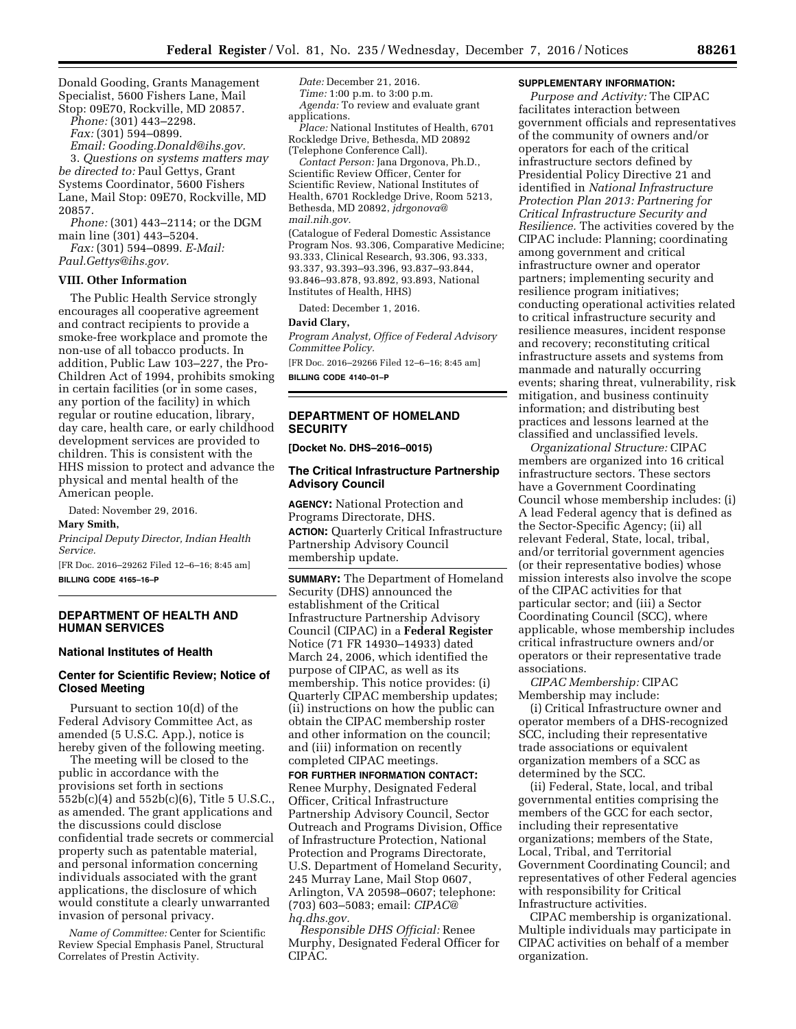Donald Gooding, Grants Management Specialist, 5600 Fishers Lane, Mail Stop: 09E70, Rockville, MD 20857.

*Phone:* (301) 443–2298.

*Fax:* (301) 594–0899.

*Email: Gooding.Donald@ihs.gov.*

3. *Questions on systems matters may be directed to:* Paul Gettys, Grant Systems Coordinator, 5600 Fishers Lane, Mail Stop: 09E70, Rockville, MD 20857.

*Phone:* (301) 443–2114; or the DGM main line (301) 443–5204.

*Fax:* (301) 594–0899. *E-Mail: Paul.Gettys@ihs.gov.*

### VIII. Other Information

The Public Health Service strongly encourages all cooperative agreement and contract recipients to provide a smoke-free workplace and promote the non-use of all tobacco products. In addition, Public Law 103–227, the Pro-Children Act of 1994, prohibits smoking in certain facilities (or in some cases, any portion of the facility) in which regular or routine education, library, day care, health care, or early childhood development services are provided to children. This is consistent with the HHS mission to protect and advance the physical and mental health of the American people.

Dated: November 29, 2016.

**Mary Smith,**

*Principal Deputy Director, Indian Health Service.*

[FR Doc. 2016–29262 Filed 12–6–16; 8:45 am]

**BILLING CODE 4165–16–P**

## DEPARTMENT OF HEALTH AND HUMAN SERVICES

### National Institutes of Health

### Center for Scientific Review; Notice of Closed Meeting

Pursuant to section 10(d) of the Federal Advisory Committee Act, as amended (5 U.S.C. App.), notice is hereby given of the following meeting.

The meeting will be closed to the public in accordance with the provisions set forth in sections 552b(c)(4) and 552b(c)(6), Title 5 U.S.C., as amended. The grant applications and the discussions could disclose confidential trade secrets or commercial property such as patentable material, and personal information concerning individuals associated with the grant applications, the disclosure of which would constitute a clearly unwarranted invasion of personal privacy.

*Name of Committee:* Center for Scientific Review Special Emphasis Panel, Structural Correlates of Prestin Activity.

*Date:* December 21, 2016.

*Time:* 1:00 p.m. to 3:00 p.m.

*Agenda:* To review and evaluate grant applications.

*Place:* National Institutes of Health, 6701 Rockledge Drive, Bethesda, MD 20892 (Telephone Conference Call).

*Contact Person:* Jana Drgonova, Ph.D., Scientific Review Officer, Center for Scientific Review, National Institutes of Health, 6701 Rockledge Drive, Room 5213, Bethesda, MD 20892, *jdrgonova@mail.nih.gov.*

(Catalogue of Federal Domestic Assistance Program Nos. 93.306, Comparative Medicine; 93.333, Clinical Research, 93.306, 93.333, 93.337, 93.393–93.396, 93.837–93.844, 93.846–93.878, 93.892, 93.893, National Institutes of Health, HHS)

Dated: December 1, 2016.

**David Clary,**

*Program Analyst, Office of Federal Advisory Committee Policy.*

[FR Doc. 2016–29266 Filed 12–6–16; 8:45 am]

**BILLING CODE 4140–01–P**

## DEPARTMENT OF HOMELAND SECURITY

**[Docket No. DHS–2016–0015)**

### The Critical Infrastructure Partnership Advisory Council

**AGENCY:** National Protection and Programs Directorate, DHS.

**ACTION:** Quarterly Critical Infrastructure Partnership Advisory Council membership update.

**SUMMARY:** The Department of Homeland Security (DHS) announced the establishment of the Critical Infrastructure Partnership Advisory Council (CIPAC) in a **Federal Register** Notice (71 FR 14930–14933) dated March 24, 2006, which identified the purpose of CIPAC, as well as its membership. This notice provides: (i) Quarterly CIPAC membership updates; (ii) instructions on how the public can obtain the CIPAC membership roster and other information on the council; and (iii) information on recently completed CIPAC meetings.

**FOR FURTHER INFORMATION CONTACT:** Renee Murphy, Designated Federal Officer, Critical Infrastructure Partnership Advisory Council, Sector Outreach and Programs Division, Office of Infrastructure Protection, National Protection and Programs Directorate, U.S. Department of Homeland Security, 245 Murray Lane, Mail Stop 0607, Arlington, VA 20598–0607; telephone: (703) 603–5083; email: *CIPAC@hq.dhs.gov.*

*Responsible DHS Official:* Renee Murphy, Designated Federal Officer for CIPAC.

**SUPPLEMENTARY INFORMATION:**

*Purpose and Activity:* The CIPAC facilitates interaction between government officials and representatives of the community of owners and/or operators for each of the critical infrastructure sectors defined by Presidential Policy Directive 21 and identified in *National Infrastructure Protection Plan 2013: Partnering for Critical Infrastructure Security and Resilience.* The activities covered by the CIPAC include: Planning; coordinating among government and critical infrastructure owner and operator partners; implementing security and resilience program initiatives; conducting operational activities related to critical infrastructure security and resilience measures, incident response and recovery; reconstituting critical infrastructure assets and systems from manmade and naturally occurring events; sharing threat, vulnerability, risk mitigation, and business continuity information; and distributing best practices and lessons learned at the classified and unclassified levels.

*Organizational Structure:* CIPAC members are organized into 16 critical infrastructure sectors. These sectors have a Government Coordinating Council whose membership includes: (i) A lead Federal agency that is defined as the Sector-Specific Agency; (ii) all relevant Federal, State, local, tribal, and/or territorial government agencies (or their representative bodies) whose mission interests also involve the scope of the CIPAC activities for that particular sector; and (iii) a Sector Coordinating Council (SCC), where applicable, whose membership includes critical infrastructure owners and/or operators or their representative trade associations.

*CIPAC Membership:* CIPAC Membership may include:

(i) Critical Infrastructure owner and operator members of a DHS-recognized SCC, including their representative trade associations or equivalent organization members of a SCC as determined by the SCC.

(ii) Federal, State, local, and tribal governmental entities comprising the members of the GCC for each sector, including their representative organizations; members of the State, Local, Tribal, and Territorial Government Coordinating Council; and representatives of other Federal agencies with responsibility for Critical Infrastructure activities.

CIPAC membership is organizational. Multiple individuals may participate in CIPAC activities on behalf of a member organization.